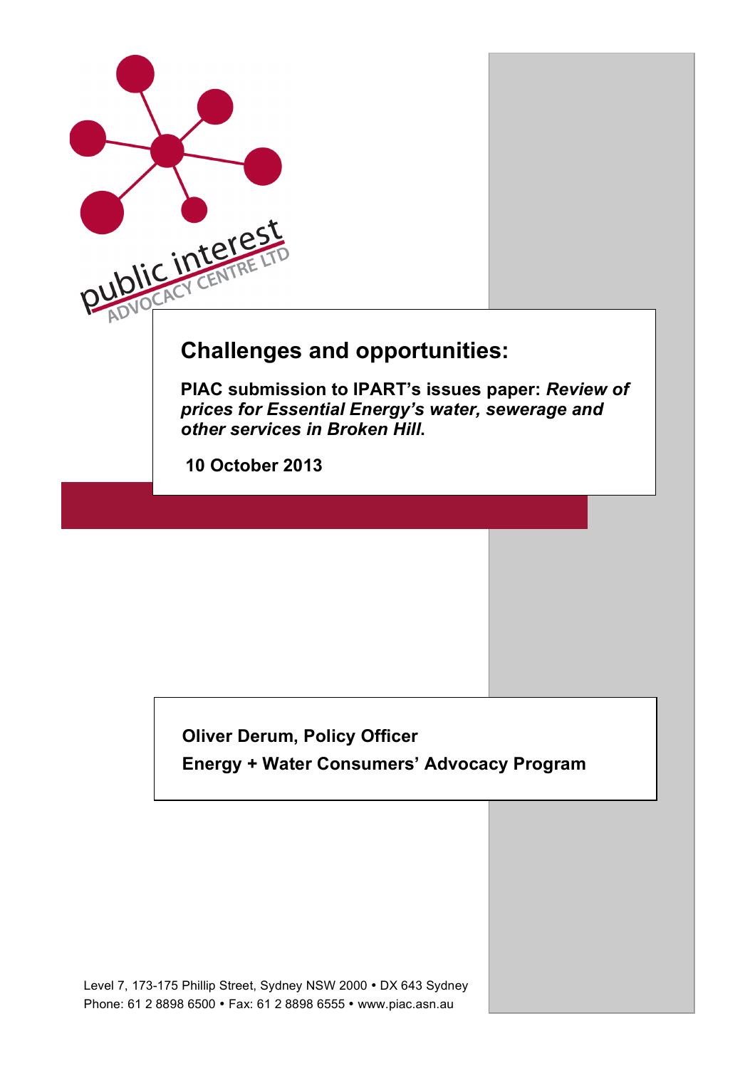public interest ADVOCACY CENTRE LTD

# Challenges and opportunities:

**PIAC submission to IPART's issues paper: *Review of prices for Essential Energy's water, sewerage and other services in Broken Hill*.**

**10 October 2013**

**Oliver Derum, Policy Officer**

**Energy + Water Consumers' Advocacy Program**

Level 7, 173-175 Phillip Street, Sydney NSW 2000 • DX 643 Sydney
Phone: 61 2 8898 6500 • Fax: 61 2 8898 6555 • www.piac.asn.au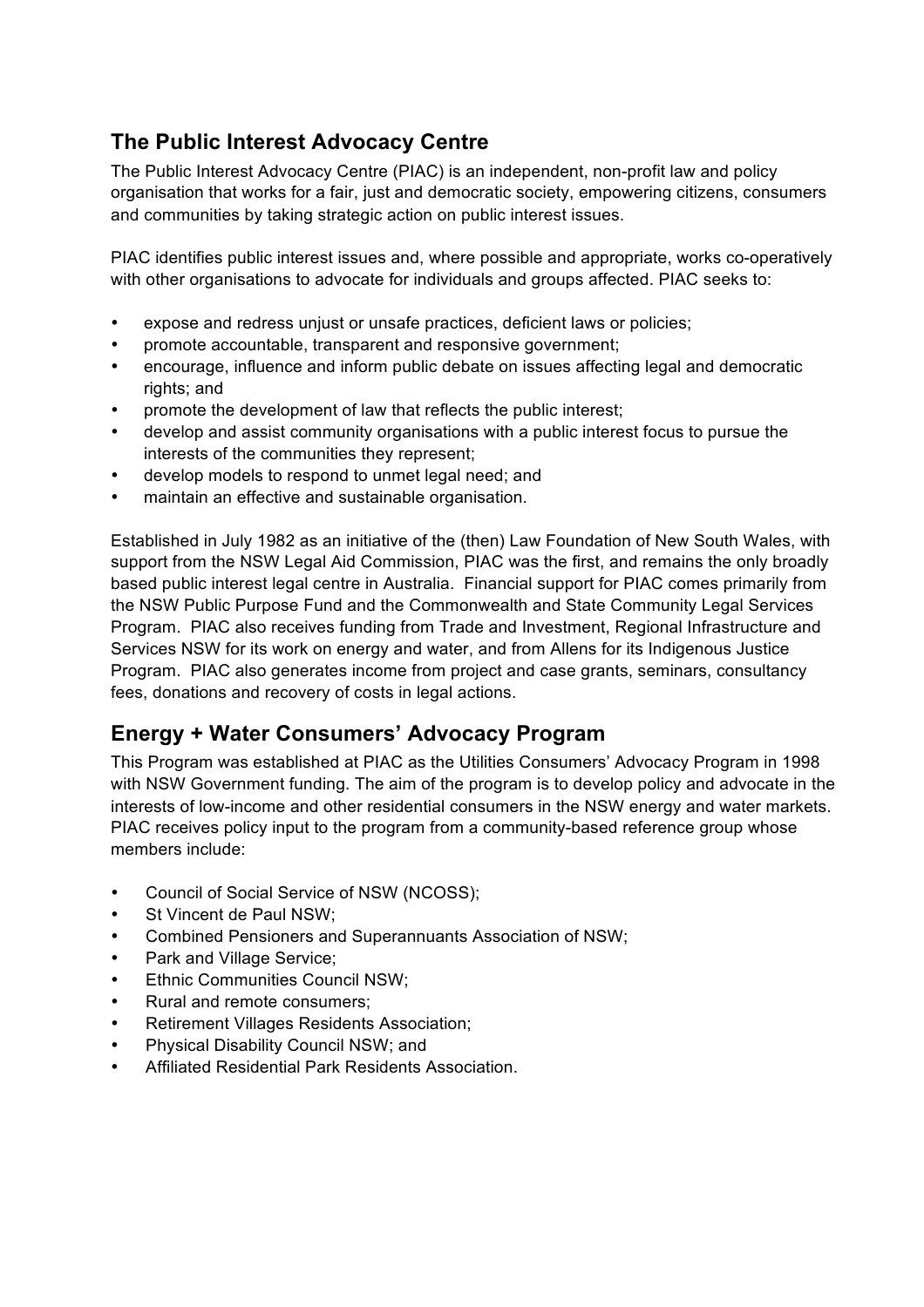## The Public Interest Advocacy Centre

The Public Interest Advocacy Centre (PIAC) is an independent, non-profit law and policy organisation that works for a fair, just and democratic society, empowering citizens, consumers and communities by taking strategic action on public interest issues.

PIAC identifies public interest issues and, where possible and appropriate, works co-operatively with other organisations to advocate for individuals and groups affected. PIAC seeks to:

- expose and redress unjust or unsafe practices, deficient laws or policies;
- promote accountable, transparent and responsive government;
- encourage, influence and inform public debate on issues affecting legal and democratic rights; and
- promote the development of law that reflects the public interest;
- develop and assist community organisations with a public interest focus to pursue the interests of the communities they represent;
- develop models to respond to unmet legal need; and
- maintain an effective and sustainable organisation.

Established in July 1982 as an initiative of the (then) Law Foundation of New South Wales, with support from the NSW Legal Aid Commission, PIAC was the first, and remains the only broadly based public interest legal centre in Australia. Financial support for PIAC comes primarily from the NSW Public Purpose Fund and the Commonwealth and State Community Legal Services Program. PIAC also receives funding from Trade and Investment, Regional Infrastructure and Services NSW for its work on energy and water, and from Allens for its Indigenous Justice Program. PIAC also generates income from project and case grants, seminars, consultancy fees, donations and recovery of costs in legal actions.

## Energy + Water Consumers' Advocacy Program

This Program was established at PIAC as the Utilities Consumers' Advocacy Program in 1998 with NSW Government funding. The aim of the program is to develop policy and advocate in the interests of low-income and other residential consumers in the NSW energy and water markets. PIAC receives policy input to the program from a community-based reference group whose members include:

- Council of Social Service of NSW (NCOSS);
- St Vincent de Paul NSW;
- Combined Pensioners and Superannuants Association of NSW;
- Park and Village Service;
- Ethnic Communities Council NSW;
- Rural and remote consumers;
- Retirement Villages Residents Association;
- Physical Disability Council NSW; and
- Affiliated Residential Park Residents Association.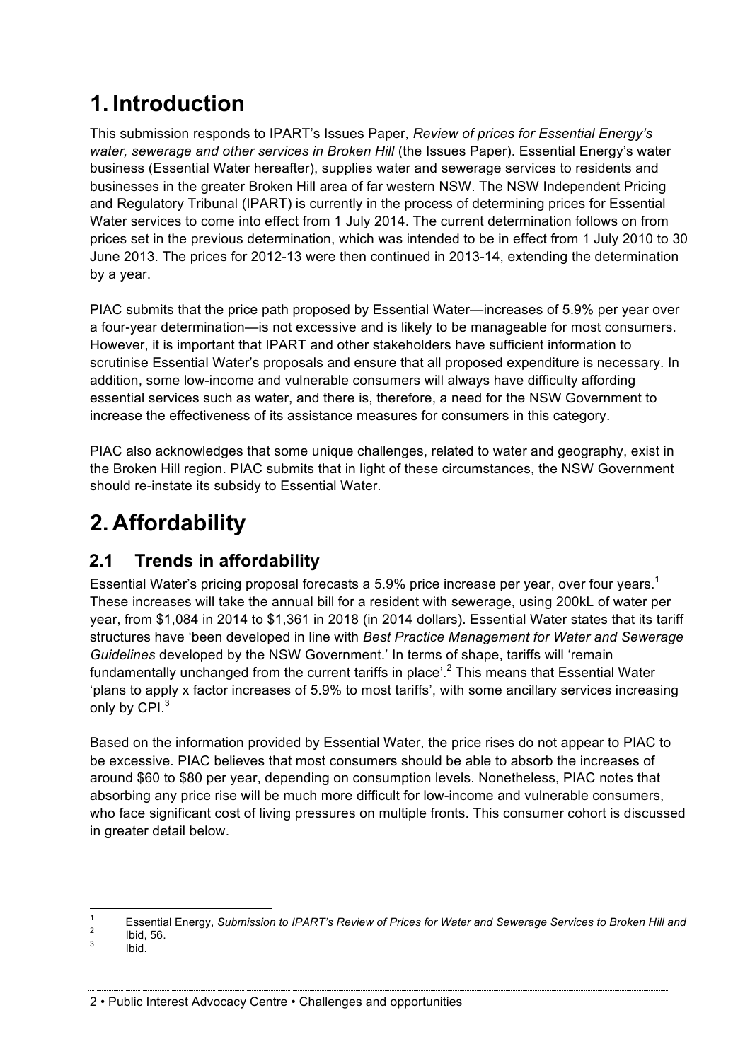# 1. Introduction

This submission responds to IPART's Issues Paper, *Review of prices for Essential Energy's water, sewerage and other services in Broken Hill* (the Issues Paper). Essential Energy's water business (Essential Water hereafter), supplies water and sewerage services to residents and businesses in the greater Broken Hill area of far western NSW. The NSW Independent Pricing and Regulatory Tribunal (IPART) is currently in the process of determining prices for Essential Water services to come into effect from 1 July 2014. The current determination follows on from prices set in the previous determination, which was intended to be in effect from 1 July 2010 to 30 June 2013. The prices for 2012-13 were then continued in 2013-14, extending the determination by a year.

PIAC submits that the price path proposed by Essential Water—increases of 5.9% per year over a four-year determination—is not excessive and is likely to be manageable for most consumers. However, it is important that IPART and other stakeholders have sufficient information to scrutinise Essential Water's proposals and ensure that all proposed expenditure is necessary. In addition, some low-income and vulnerable consumers will always have difficulty affording essential services such as water, and there is, therefore, a need for the NSW Government to increase the effectiveness of its assistance measures for consumers in this category.

PIAC also acknowledges that some unique challenges, related to water and geography, exist in the Broken Hill region. PIAC submits that in light of these circumstances, the NSW Government should re-instate its subsidy to Essential Water.

# 2. Affordability

## 2.1 Trends in affordability

Essential Water's pricing proposal forecasts a 5.9% price increase per year, over four years.[1] These increases will take the annual bill for a resident with sewerage, using 200kL of water per year, from $1,084 in 2014 to $1,361 in 2018 (in 2014 dollars). Essential Water states that its tariff structures have 'been developed in line with *Best Practice Management for Water and Sewerage Guidelines* developed by the NSW Government.' In terms of shape, tariffs will 'remain fundamentally unchanged from the current tariffs in place'.[2] This means that Essential Water 'plans to apply x factor increases of 5.9% to most tariffs', with some ancillary services increasing only by CPI.[3]

Based on the information provided by Essential Water, the price rises do not appear to PIAC to be excessive. PIAC believes that most consumers should be able to absorb the increases of around $60 to $80 per year, depending on consumption levels. Nonetheless, PIAC notes that absorbing any price rise will be much more difficult for low-income and vulnerable consumers, who face significant cost of living pressures on multiple fronts. This consumer cohort is discussed in greater detail below.

---

[1] Essential Energy, *Submission to IPART's Review of Prices for Water and Sewerage Services to Broken Hill and*

[2] Ibid, 56.

[3] Ibid.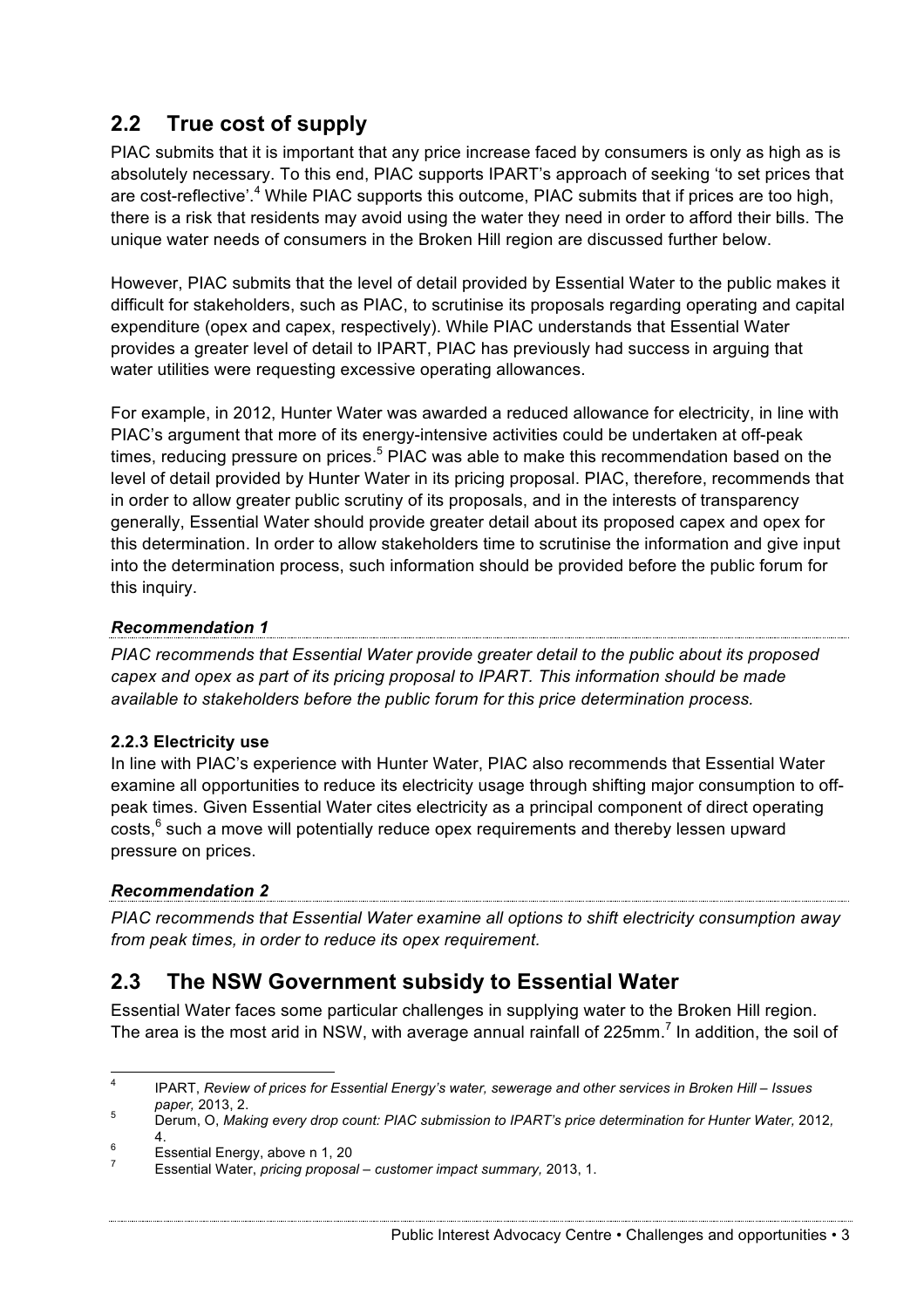## 2.2 True cost of supply

PIAC submits that it is important that any price increase faced by consumers is only as high as is absolutely necessary. To this end, PIAC supports IPART's approach of seeking 'to set prices that are cost-reflective'.[4] While PIAC supports this outcome, PIAC submits that if prices are too high, there is a risk that residents may avoid using the water they need in order to afford their bills. The unique water needs of consumers in the Broken Hill region are discussed further below.

However, PIAC submits that the level of detail provided by Essential Water to the public makes it difficult for stakeholders, such as PIAC, to scrutinise its proposals regarding operating and capital expenditure (opex and capex, respectively). While PIAC understands that Essential Water provides a greater level of detail to IPART, PIAC has previously had success in arguing that water utilities were requesting excessive operating allowances.

For example, in 2012, Hunter Water was awarded a reduced allowance for electricity, in line with PIAC's argument that more of its energy-intensive activities could be undertaken at off-peak times, reducing pressure on prices.[5] PIAC was able to make this recommendation based on the level of detail provided by Hunter Water in its pricing proposal. PIAC, therefore, recommends that in order to allow greater public scrutiny of its proposals, and in the interests of transparency generally, Essential Water should provide greater detail about its proposed capex and opex for this determination. In order to allow stakeholders time to scrutinise the information and give input into the determination process, such information should be provided before the public forum for this inquiry.

***Recommendation 1***

*PIAC recommends that Essential Water provide greater detail to the public about its proposed capex and opex as part of its pricing proposal to IPART. This information should be made available to stakeholders before the public forum for this price determination process.*

#### 2.2.3 Electricity use

In line with PIAC's experience with Hunter Water, PIAC also recommends that Essential Water examine all opportunities to reduce its electricity usage through shifting major consumption to off-peak times. Given Essential Water cites electricity as a principal component of direct operating costs,[6] such a move will potentially reduce opex requirements and thereby lessen upward pressure on prices.

***Recommendation 2***

*PIAC recommends that Essential Water examine all options to shift electricity consumption away from peak times, in order to reduce its opex requirement.*

## 2.3 The NSW Government subsidy to Essential Water

Essential Water faces some particular challenges in supplying water to the Broken Hill region. The area is the most arid in NSW, with average annual rainfall of 225mm.[7] In addition, the soil of

---

[4] IPART, *Review of prices for Essential Energy's water, sewerage and other services in Broken Hill – Issues paper,* 2013, 2.

[5] Derum, O, *Making every drop count: PIAC submission to IPART's price determination for Hunter Water,* 2012, 4.

[6] Essential Energy, above n 1, 20

[7] Essential Water, *pricing proposal – customer impact summary,* 2013, 1.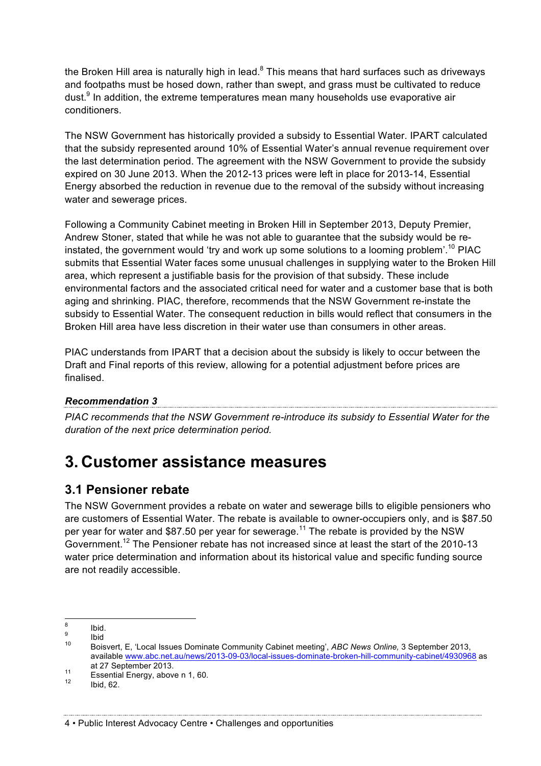the Broken Hill area is naturally high in lead.[8] This means that hard surfaces such as driveways and footpaths must be hosed down, rather than swept, and grass must be cultivated to reduce dust.[9] In addition, the extreme temperatures mean many households use evaporative air conditioners.

The NSW Government has historically provided a subsidy to Essential Water. IPART calculated that the subsidy represented around 10% of Essential Water's annual revenue requirement over the last determination period. The agreement with the NSW Government to provide the subsidy expired on 30 June 2013. When the 2012-13 prices were left in place for 2013-14, Essential Energy absorbed the reduction in revenue due to the removal of the subsidy without increasing water and sewerage prices.

Following a Community Cabinet meeting in Broken Hill in September 2013, Deputy Premier, Andrew Stoner, stated that while he was not able to guarantee that the subsidy would be re-instated, the government would 'try and work up some solutions to a looming problem'.[10] PIAC submits that Essential Water faces some unusual challenges in supplying water to the Broken Hill area, which represent a justifiable basis for the provision of that subsidy. These include environmental factors and the associated critical need for water and a customer base that is both aging and shrinking. PIAC, therefore, recommends that the NSW Government re-instate the subsidy to Essential Water. The consequent reduction in bills would reflect that consumers in the Broken Hill area have less discretion in their water use than consumers in other areas.

PIAC understands from IPART that a decision about the subsidy is likely to occur between the Draft and Final reports of this review, allowing for a potential adjustment before prices are finalised.

***Recommendation 3***

*PIAC recommends that the NSW Government re-introduce its subsidy to Essential Water for the duration of the next price determination period.*

# 3. Customer assistance measures

## 3.1 Pensioner rebate

The NSW Government provides a rebate on water and sewerage bills to eligible pensioners who are customers of Essential Water. The rebate is available to owner-occupiers only, and is $87.50 per year for water and $87.50 per year for sewerage.[11] The rebate is provided by the NSW Government.[12] The Pensioner rebate has not increased since at least the start of the 2010-13 water price determination and information about its historical value and specific funding source are not readily accessible.

---

8 Ibid.

9 Ibid

10 Boisvert, E, 'Local Issues Dominate Community Cabinet meeting', *ABC News Online,* 3 September 2013, available www.abc.net.au/news/2013-09-03/local-issues-dominate-broken-hill-community-cabinet/4930968 as at 27 September 2013.

11 Essential Energy, above n 1, 60.

12 Ibid, 62.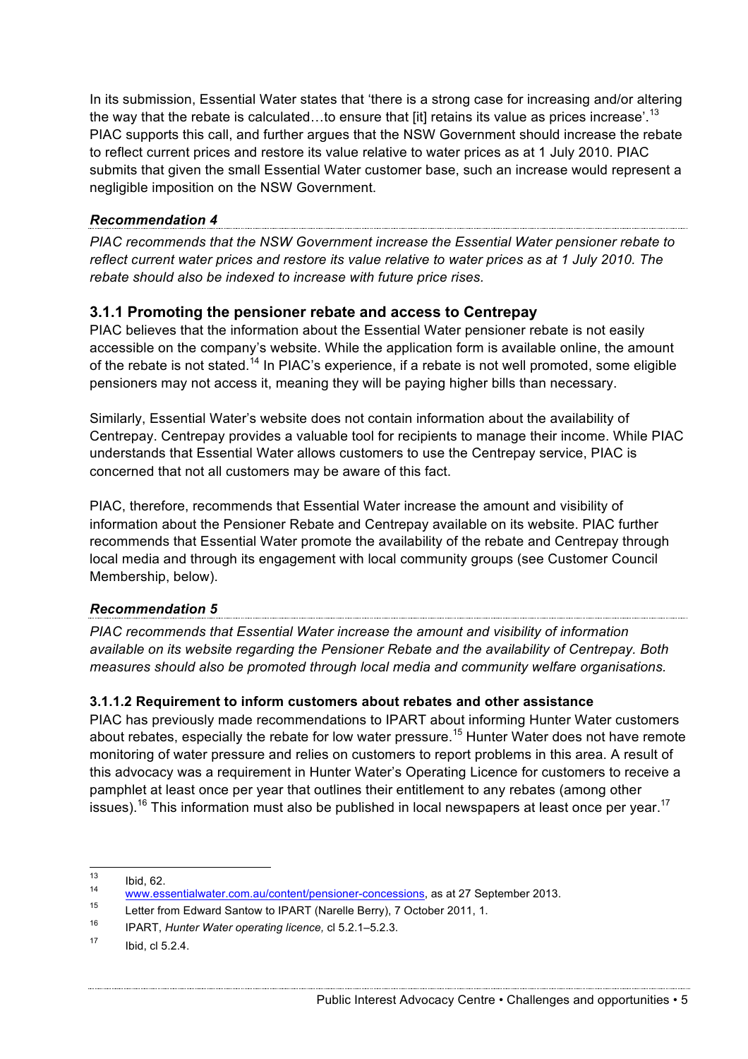In its submission, Essential Water states that 'there is a strong case for increasing and/or altering the way that the rebate is calculated…to ensure that [it] retains its value as prices increase'.[13] PIAC supports this call, and further argues that the NSW Government should increase the rebate to reflect current prices and restore its value relative to water prices as at 1 July 2010. PIAC submits that given the small Essential Water customer base, such an increase would represent a negligible imposition on the NSW Government.

***Recommendation 4***

*PIAC recommends that the NSW Government increase the Essential Water pensioner rebate to reflect current water prices and restore its value relative to water prices as at 1 July 2010. The rebate should also be indexed to increase with future price rises.*

### 3.1.1 Promoting the pensioner rebate and access to Centrepay

PIAC believes that the information about the Essential Water pensioner rebate is not easily accessible on the company's website. While the application form is available online, the amount of the rebate is not stated.[14] In PIAC's experience, if a rebate is not well promoted, some eligible pensioners may not access it, meaning they will be paying higher bills than necessary.

Similarly, Essential Water's website does not contain information about the availability of Centrepay. Centrepay provides a valuable tool for recipients to manage their income. While PIAC understands that Essential Water allows customers to use the Centrepay service, PIAC is concerned that not all customers may be aware of this fact.

PIAC, therefore, recommends that Essential Water increase the amount and visibility of information about the Pensioner Rebate and Centrepay available on its website. PIAC further recommends that Essential Water promote the availability of the rebate and Centrepay through local media and through its engagement with local community groups (see Customer Council Membership, below).

***Recommendation 5***

*PIAC recommends that Essential Water increase the amount and visibility of information available on its website regarding the Pensioner Rebate and the availability of Centrepay. Both measures should also be promoted through local media and community welfare organisations.*

#### 3.1.1.2 Requirement to inform customers about rebates and other assistance

PIAC has previously made recommendations to IPART about informing Hunter Water customers about rebates, especially the rebate for low water pressure.[15] Hunter Water does not have remote monitoring of water pressure and relies on customers to report problems in this area. A result of this advocacy was a requirement in Hunter Water's Operating Licence for customers to receive a pamphlet at least once per year that outlines their entitlement to any rebates (among other issues).[16] This information must also be published in local newspapers at least once per year.[17]

---

[13] Ibid, 62.

[14] www.essentialwater.com.au/content/pensioner-concessions, as at 27 September 2013.

[15] Letter from Edward Santow to IPART (Narelle Berry), 7 October 2011, 1.

[16] IPART, *Hunter Water operating licence,* cl 5.2.1–5.2.3.

[17] Ibid, cl 5.2.4.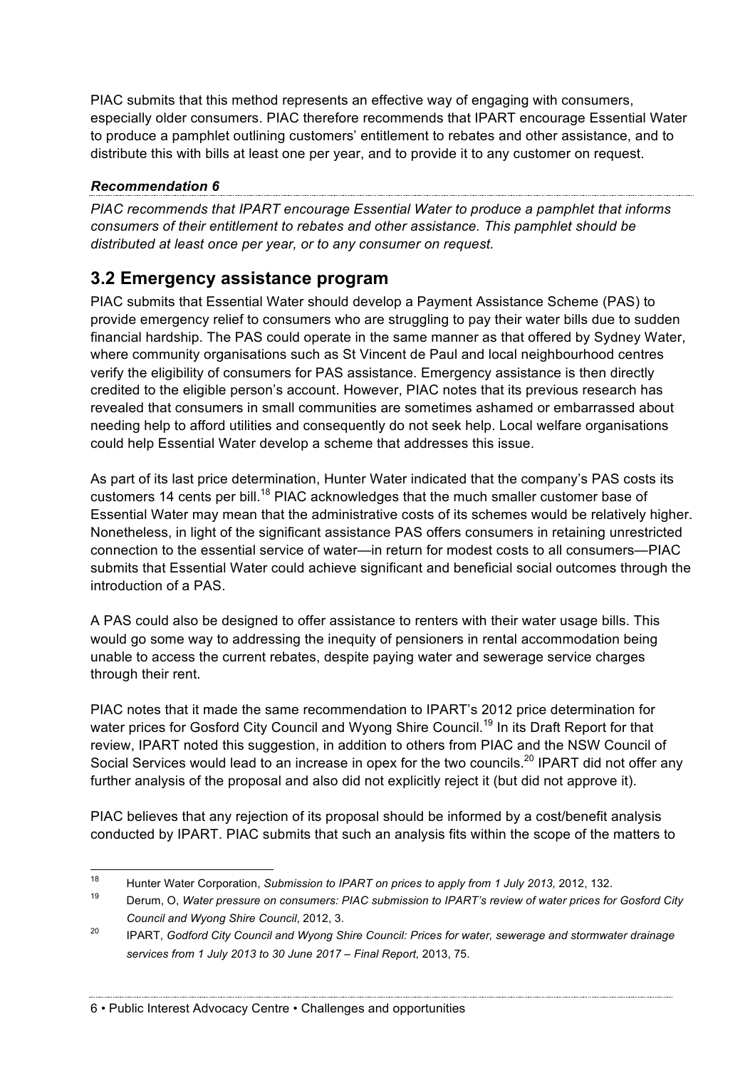PIAC submits that this method represents an effective way of engaging with consumers, especially older consumers. PIAC therefore recommends that IPART encourage Essential Water to produce a pamphlet outlining customers' entitlement to rebates and other assistance, and to distribute this with bills at least one per year, and to provide it to any customer on request.

***Recommendation 6***

*PIAC recommends that IPART encourage Essential Water to produce a pamphlet that informs consumers of their entitlement to rebates and other assistance. This pamphlet should be distributed at least once per year, or to any consumer on request.*

## 3.2 Emergency assistance program

PIAC submits that Essential Water should develop a Payment Assistance Scheme (PAS) to provide emergency relief to consumers who are struggling to pay their water bills due to sudden financial hardship. The PAS could operate in the same manner as that offered by Sydney Water, where community organisations such as St Vincent de Paul and local neighbourhood centres verify the eligibility of consumers for PAS assistance. Emergency assistance is then directly credited to the eligible person's account. However, PIAC notes that its previous research has revealed that consumers in small communities are sometimes ashamed or embarrassed about needing help to afford utilities and consequently do not seek help. Local welfare organisations could help Essential Water develop a scheme that addresses this issue.

As part of its last price determination, Hunter Water indicated that the company's PAS costs its customers 14 cents per bill.[18] PIAC acknowledges that the much smaller customer base of Essential Water may mean that the administrative costs of its schemes would be relatively higher. Nonetheless, in light of the significant assistance PAS offers consumers in retaining unrestricted connection to the essential service of water—in return for modest costs to all consumers—PIAC submits that Essential Water could achieve significant and beneficial social outcomes through the introduction of a PAS.

A PAS could also be designed to offer assistance to renters with their water usage bills. This would go some way to addressing the inequity of pensioners in rental accommodation being unable to access the current rebates, despite paying water and sewerage service charges through their rent.

PIAC notes that it made the same recommendation to IPART's 2012 price determination for water prices for Gosford City Council and Wyong Shire Council.[19] In its Draft Report for that review, IPART noted this suggestion, in addition to others from PIAC and the NSW Council of Social Services would lead to an increase in opex for the two councils.[20] IPART did not offer any further analysis of the proposal and also did not explicitly reject it (but did not approve it).

PIAC believes that any rejection of its proposal should be informed by a cost/benefit analysis conducted by IPART. PIAC submits that such an analysis fits within the scope of the matters to

---

[18] Hunter Water Corporation, *Submission to IPART on prices to apply from 1 July 2013*, 2012, 132.

[19] Derum, O, *Water pressure on consumers: PIAC submission to IPART's review of water prices for Gosford City Council and Wyong Shire Council*, 2012, 3.

[20] IPART, *Godford City Council and Wyong Shire Council: Prices for water, sewerage and stormwater drainage services from 1 July 2013 to 30 June 2017 – Final Report,* 2013, 75.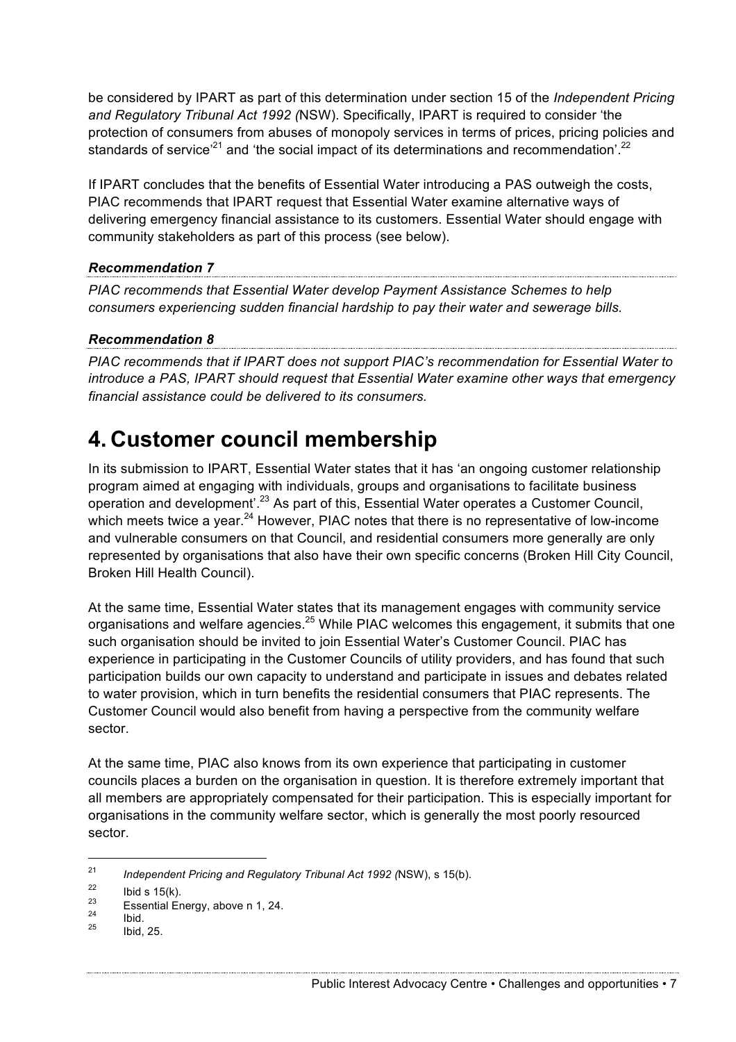be considered by IPART as part of this determination under section 15 of the *Independent Pricing and Regulatory Tribunal Act 1992 (*NSW). Specifically, IPART is required to consider 'the protection of consumers from abuses of monopoly services in terms of prices, pricing policies and standards of service'[21] and 'the social impact of its determinations and recommendation'.[22]

If IPART concludes that the benefits of Essential Water introducing a PAS outweigh the costs, PIAC recommends that IPART request that Essential Water examine alternative ways of delivering emergency financial assistance to its customers. Essential Water should engage with community stakeholders as part of this process (see below).

### *Recommendation 7*

*PIAC recommends that Essential Water develop Payment Assistance Schemes to help consumers experiencing sudden financial hardship to pay their water and sewerage bills.*

### *Recommendation 8*

*PIAC recommends that if IPART does not support PIAC's recommendation for Essential Water to introduce a PAS, IPART should request that Essential Water examine other ways that emergency financial assistance could be delivered to its consumers.*

# 4. Customer council membership

In its submission to IPART, Essential Water states that it has 'an ongoing customer relationship program aimed at engaging with individuals, groups and organisations to facilitate business operation and development'.[23] As part of this, Essential Water operates a Customer Council, which meets twice a year.[24] However, PIAC notes that there is no representative of low-income and vulnerable consumers on that Council, and residential consumers more generally are only represented by organisations that also have their own specific concerns (Broken Hill City Council, Broken Hill Health Council).

At the same time, Essential Water states that its management engages with community service organisations and welfare agencies.[25] While PIAC welcomes this engagement, it submits that one such organisation should be invited to join Essential Water's Customer Council. PIAC has experience in participating in the Customer Councils of utility providers, and has found that such participation builds our own capacity to understand and participate in issues and debates related to water provision, which in turn benefits the residential consumers that PIAC represents. The Customer Council would also benefit from having a perspective from the community welfare sector.

At the same time, PIAC also knows from its own experience that participating in customer councils places a burden on the organisation in question. It is therefore extremely important that all members are appropriately compensated for their participation. This is especially important for organisations in the community welfare sector, which is generally the most poorly resourced sector.

---

[21] *Independent Pricing and Regulatory Tribunal Act 1992 (*NSW), s 15(b).

[22] Ibid s 15(k).

[23] Essential Energy, above n 1, 24.

[24] Ibid.

[25] Ibid, 25.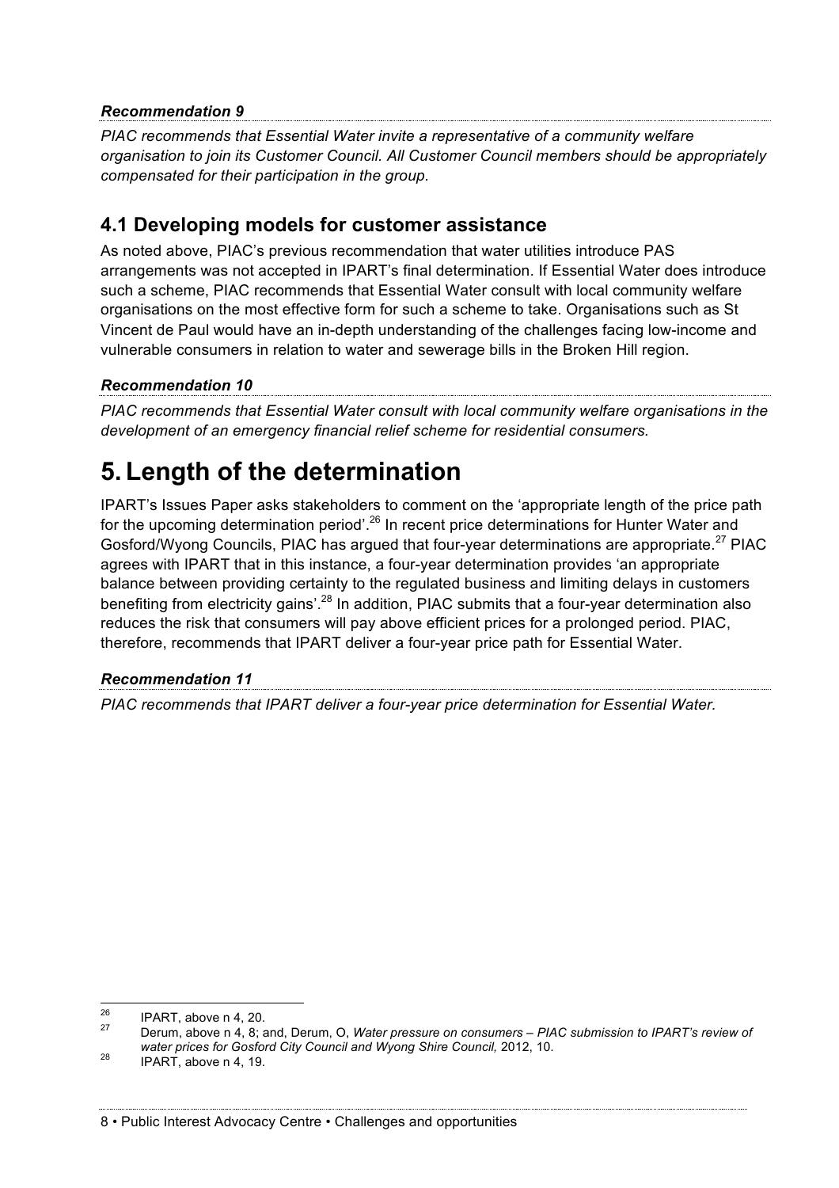***Recommendation 9***

*PIAC recommends that Essential Water invite a representative of a community welfare organisation to join its Customer Council. All Customer Council members should be appropriately compensated for their participation in the group.*

## 4.1 Developing models for customer assistance

As noted above, PIAC's previous recommendation that water utilities introduce PAS arrangements was not accepted in IPART's final determination. If Essential Water does introduce such a scheme, PIAC recommends that Essential Water consult with local community welfare organisations on the most effective form for such a scheme to take. Organisations such as St Vincent de Paul would have an in-depth understanding of the challenges facing low-income and vulnerable consumers in relation to water and sewerage bills in the Broken Hill region.

***Recommendation 10***

*PIAC recommends that Essential Water consult with local community welfare organisations in the development of an emergency financial relief scheme for residential consumers.*

# 5. Length of the determination

IPART's Issues Paper asks stakeholders to comment on the 'appropriate length of the price path for the upcoming determination period'.[26] In recent price determinations for Hunter Water and Gosford/Wyong Councils, PIAC has argued that four-year determinations are appropriate.[27] PIAC agrees with IPART that in this instance, a four-year determination provides 'an appropriate balance between providing certainty to the regulated business and limiting delays in customers benefiting from electricity gains'.[28] In addition, PIAC submits that a four-year determination also reduces the risk that consumers will pay above efficient prices for a prolonged period. PIAC, therefore, recommends that IPART deliver a four-year price path for Essential Water.

***Recommendation 11***

*PIAC recommends that IPART deliver a four-year price determination for Essential Water.*

---

[26] IPART, above n 4, 20.

[27] Derum, above n 4, 8; and, Derum, O, *Water pressure on consumers – PIAC submission to IPART's review of water prices for Gosford City Council and Wyong Shire Council,* 2012, 10.

[28] IPART, above n 4, 19.